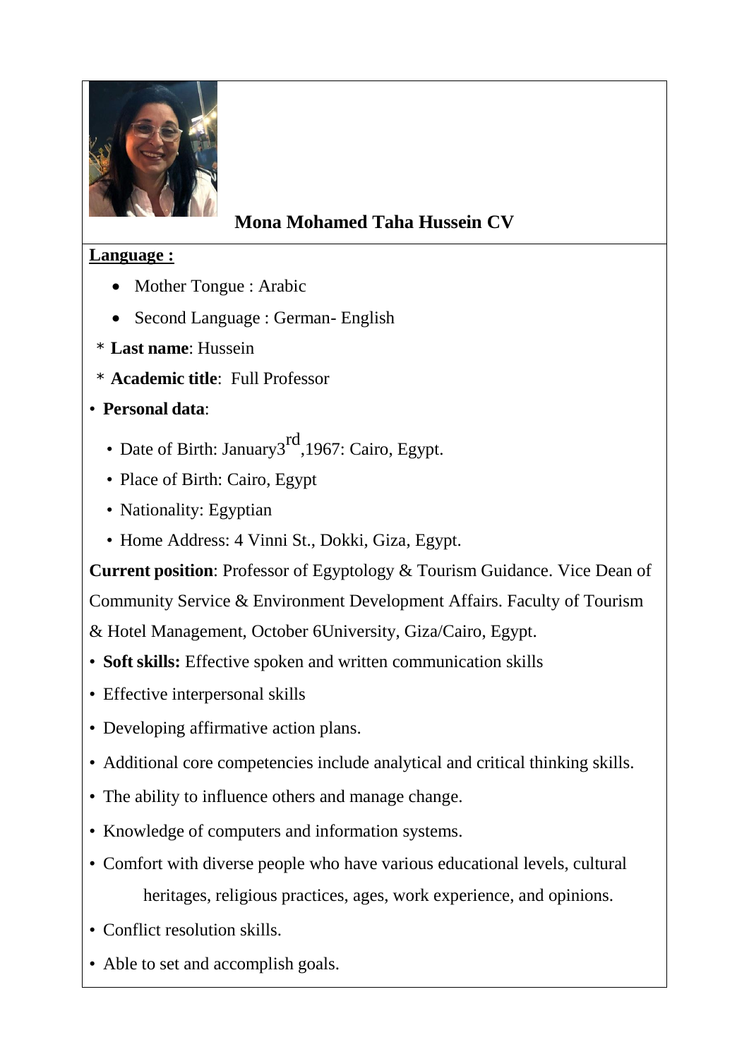# Mona Mohamed Taha Hussein CV

**Language :**

- Mother Tongue : Arabic
- Second Language : German- English

\* **Last name**: Hussein

\* **Academic title**: Full Professor

- **Personal data**:
  - Date of Birth: January3rd,1967: Cairo, Egypt.
  - Place of Birth: Cairo, Egypt
  - Nationality: Egyptian
  - Home Address: 4 Vinni St., Dokki, Giza, Egypt.

**Current position**: Professor of Egyptology & Tourism Guidance. Vice Dean of Community Service & Environment Development Affairs. Faculty of Tourism & Hotel Management, October 6University, Giza/Cairo, Egypt.

- **Soft skills:** Effective spoken and written communication skills
- Effective interpersonal skills
- Developing affirmative action plans.
- Additional core competencies include analytical and critical thinking skills.
- The ability to influence others and manage change.
- Knowledge of computers and information systems.
- Comfort with diverse people who have various educational levels, cultural heritages, religious practices, ages, work experience, and opinions.
- Conflict resolution skills.
- Able to set and accomplish goals.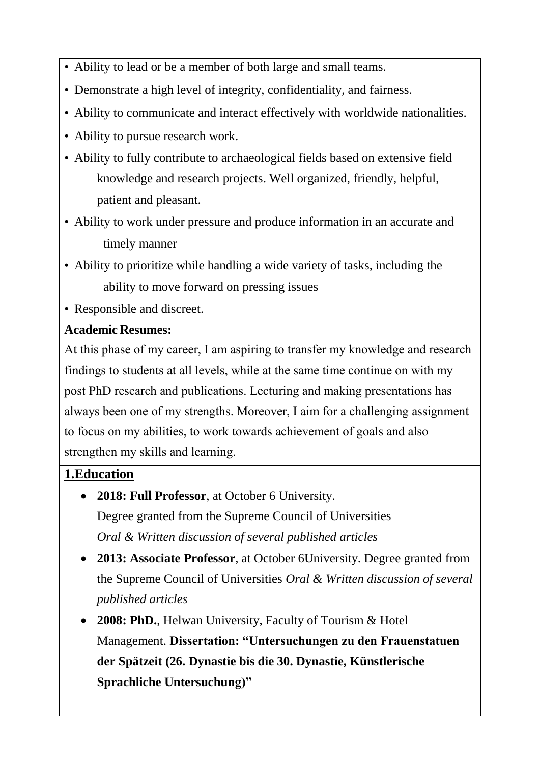- Ability to lead or be a member of both large and small teams.
- Demonstrate a high level of integrity, confidentiality, and fairness.
- Ability to communicate and interact effectively with worldwide nationalities.
- Ability to pursue research work.
- Ability to fully contribute to archaeological fields based on extensive field knowledge and research projects. Well organized, friendly, helpful, patient and pleasant.
- Ability to work under pressure and produce information in an accurate and timely manner
- Ability to prioritize while handling a wide variety of tasks, including the ability to move forward on pressing issues
- Responsible and discreet.

**Academic Resumes:**

At this phase of my career, I am aspiring to transfer my knowledge and research findings to students at all levels, while at the same time continue on with my post PhD research and publications. Lecturing and making presentations has always been one of my strengths. Moreover, I aim for a challenging assignment to focus on my abilities, to work towards achievement of goals and also strengthen my skills and learning.

## 1.Education

- **2018: Full Professor**, at October 6 University.
  Degree granted from the Supreme Council of Universities
  *Oral & Written discussion of several published articles*
- **2013: Associate Professor**, at October 6University. Degree granted from the Supreme Council of Universities *Oral & Written discussion of several published articles*
- **2008: PhD.**, Helwan University, Faculty of Tourism & Hotel Management. **Dissertation: "Untersuchungen zu den Frauenstatuen der Spätzeit (26. Dynastie bis die 30. Dynastie, Künstlerische Sprachliche Untersuchung)"**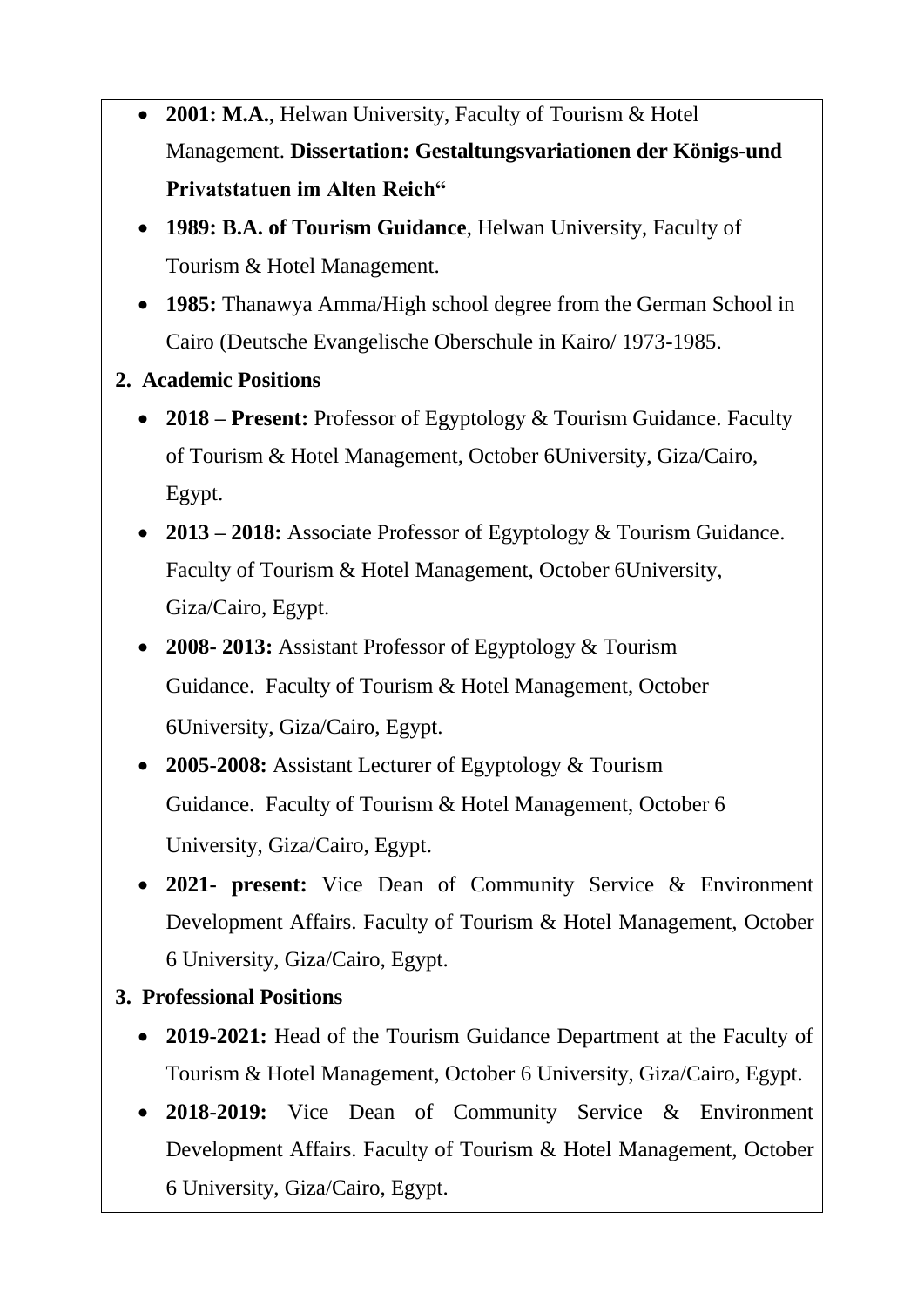- **2001: M.A.**, Helwan University, Faculty of Tourism & Hotel Management. **Dissertation: Gestaltungsvariationen der Königs-und Privatstatuen im Alten Reich“**
- **1989: B.A. of Tourism Guidance**, Helwan University, Faculty of Tourism & Hotel Management.
- **1985:** Thanawya Amma/High school degree from the German School in Cairo (Deutsche Evangelische Oberschule in Kairo/ 1973-1985.

**2. Academic Positions**

- **2018 – Present:** Professor of Egyptology & Tourism Guidance. Faculty of Tourism & Hotel Management, October 6University, Giza/Cairo, Egypt.
- **2013 – 2018:** Associate Professor of Egyptology & Tourism Guidance. Faculty of Tourism & Hotel Management, October 6University, Giza/Cairo, Egypt.
- **2008- 2013:** Assistant Professor of Egyptology & Tourism Guidance. Faculty of Tourism & Hotel Management, October 6University, Giza/Cairo, Egypt.
- **2005-2008:** Assistant Lecturer of Egyptology & Tourism Guidance. Faculty of Tourism & Hotel Management, October 6 University, Giza/Cairo, Egypt.
- **2021- present:** Vice Dean of Community Service & Environment Development Affairs. Faculty of Tourism & Hotel Management, October 6 University, Giza/Cairo, Egypt.

**3. Professional Positions**

- **2019-2021:** Head of the Tourism Guidance Department at the Faculty of Tourism & Hotel Management, October 6 University, Giza/Cairo, Egypt.
- **2018-2019:** Vice Dean of Community Service & Environment Development Affairs. Faculty of Tourism & Hotel Management, October 6 University, Giza/Cairo, Egypt.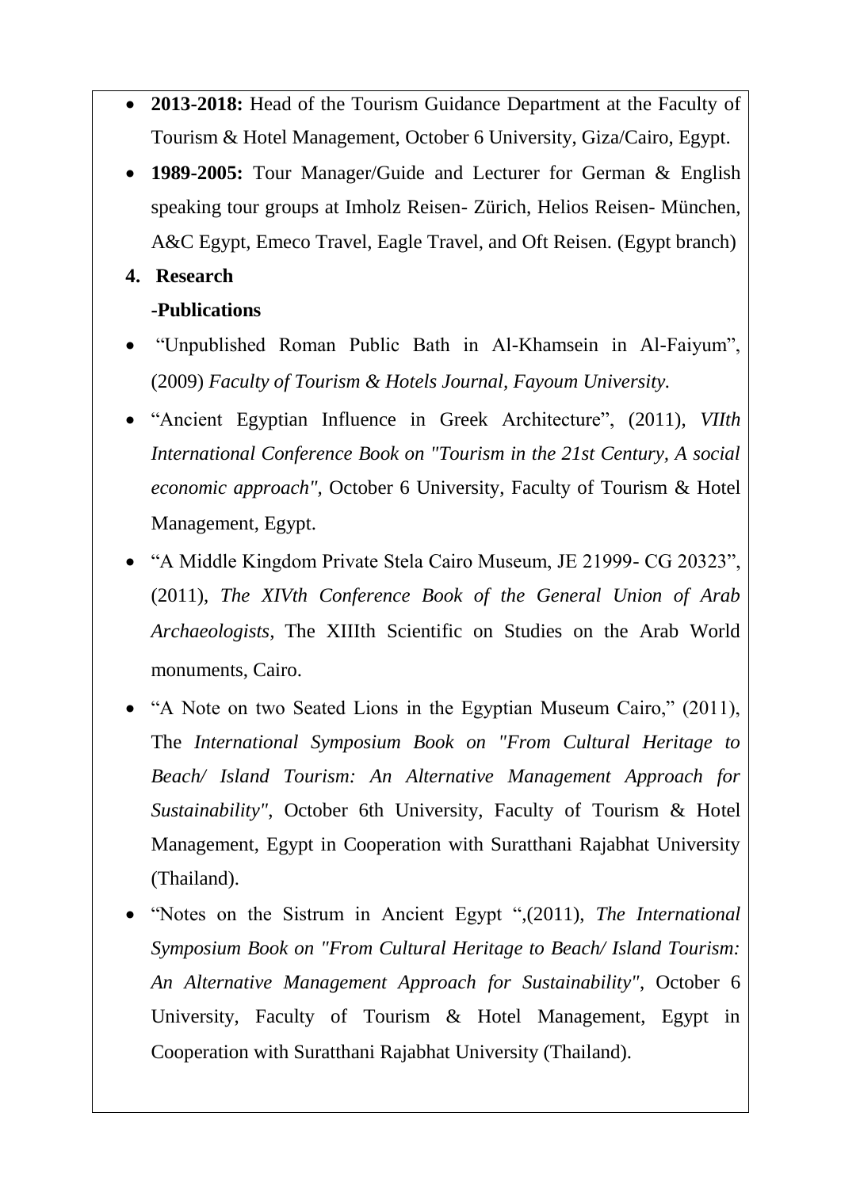- **2013-2018:** Head of the Tourism Guidance Department at the Faculty of Tourism & Hotel Management, October 6 University, Giza/Cairo, Egypt.
- **1989-2005:** Tour Manager/Guide and Lecturer for German & English speaking tour groups at Imholz Reisen- Zürich, Helios Reisen- München, A&C Egypt, Emeco Travel, Eagle Travel, and Oft Reisen. (Egypt branch)

**4. Research**

**-Publications**

- "Unpublished Roman Public Bath in Al-Khamsein in Al-Faiyum", (2009) *Faculty of Tourism & Hotels Journal, Fayoum University.*
- "Ancient Egyptian Influence in Greek Architecture", (2011), *VIIth International Conference Book on "Tourism in the 21st Century, A social economic approach"*, October 6 University, Faculty of Tourism & Hotel Management, Egypt.
- "A Middle Kingdom Private Stela Cairo Museum, JE 21999- CG 20323", (2011), *The XIVth Conference Book of the General Union of Arab Archaeologists*, The XIIIth Scientific on Studies on the Arab World monuments, Cairo.
- "A Note on two Seated Lions in the Egyptian Museum Cairo," (2011), The *International Symposium Book on "From Cultural Heritage to Beach/ Island Tourism: An Alternative Management Approach for Sustainability"*, October 6th University, Faculty of Tourism & Hotel Management, Egypt in Cooperation with Suratthani Rajabhat University (Thailand).
- "Notes on the Sistrum in Ancient Egypt ",(2011), *The International Symposium Book on "From Cultural Heritage to Beach/ Island Tourism: An Alternative Management Approach for Sustainability"*, October 6 University, Faculty of Tourism & Hotel Management, Egypt in Cooperation with Suratthani Rajabhat University (Thailand).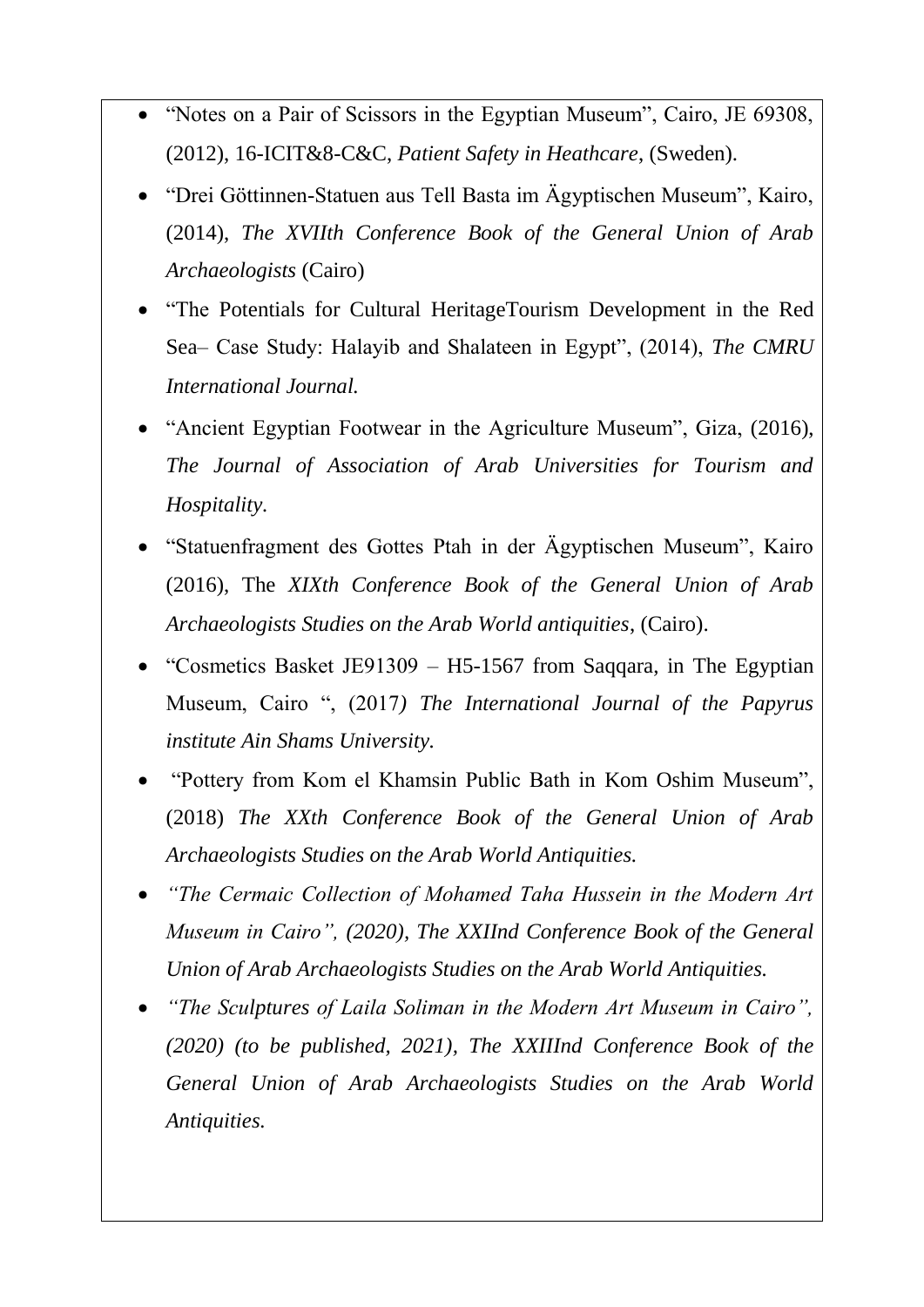- "Notes on a Pair of Scissors in the Egyptian Museum", Cairo, JE 69308, (2012), 16-ICIT&8-C&C, *Patient Safety in Heathcare*, (Sweden).
- "Drei Göttinnen-Statuen aus Tell Basta im Ägyptischen Museum", Kairo, (2014), *The XVIIth Conference Book of the General Union of Arab Archaeologists* (Cairo)
- "The Potentials for Cultural HeritageTourism Development in the Red Sea– Case Study: Halayib and Shalateen in Egypt", (2014), *The CMRU International Journal.*
- "Ancient Egyptian Footwear in the Agriculture Museum", Giza, (2016), *The Journal of Association of Arab Universities for Tourism and Hospitality.*
- "Statuenfragment des Gottes Ptah in der Ägyptischen Museum", Kairo (2016), The *XIXth Conference Book of the General Union of Arab Archaeologists Studies on the Arab World antiquities*, (Cairo).
- "Cosmetics Basket JE91309 – H5-1567 from Saqqara, in The Egyptian Museum, Cairo ", (2017*) The International Journal of the Papyrus institute Ain Shams University.*
- "Pottery from Kom el Khamsin Public Bath in Kom Oshim Museum", (2018) *The XXth Conference Book of the General Union of Arab Archaeologists Studies on the Arab World Antiquities.*
- *"The Cermaic Collection of Mohamed Taha Hussein in the Modern Art Museum in Cairo", (2020), The XXIInd Conference Book of the General Union of Arab Archaeologists Studies on the Arab World Antiquities.*
- *"The Sculptures of Laila Soliman in the Modern Art Museum in Cairo", (2020) (to be published, 2021), The XXIIInd Conference Book of the General Union of Arab Archaeologists Studies on the Arab World Antiquities.*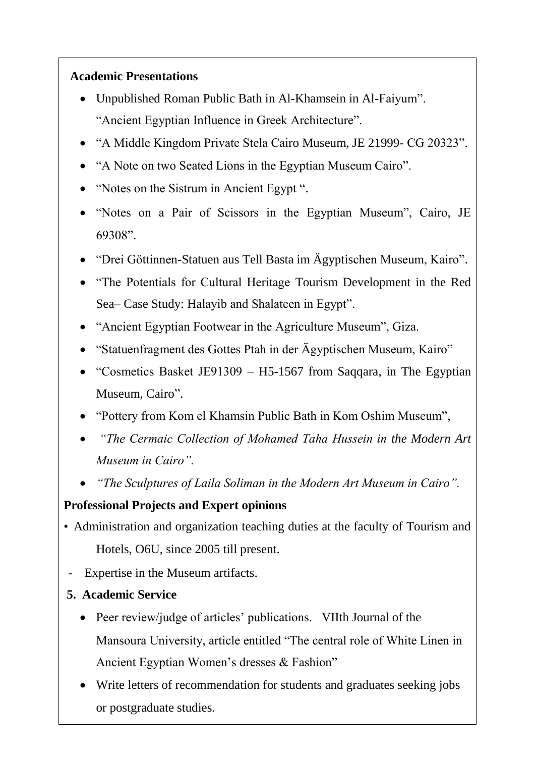**Academic Presentations**

- Unpublished Roman Public Bath in Al-Khamsein in Al-Faiyum".
  "Ancient Egyptian Influence in Greek Architecture".
- "A Middle Kingdom Private Stela Cairo Museum, JE 21999- CG 20323".
- "A Note on two Seated Lions in the Egyptian Museum Cairo".
- "Notes on the Sistrum in Ancient Egypt ".
- "Notes on a Pair of Scissors in the Egyptian Museum", Cairo, JE 69308".
- "Drei Göttinnen-Statuen aus Tell Basta im Ägyptischen Museum, Kairo".
- "The Potentials for Cultural Heritage Tourism Development in the Red Sea– Case Study: Halayib and Shalateen in Egypt".
- "Ancient Egyptian Footwear in the Agriculture Museum", Giza.
- "Statuenfragment des Gottes Ptah in der Ägyptischen Museum, Kairo"
- "Cosmetics Basket JE91309 – H5-1567 from Saqqara, in The Egyptian Museum, Cairo".
- "Pottery from Kom el Khamsin Public Bath in Kom Oshim Museum",
- *"The Cermaic Collection of Mohamed Taha Hussein in the Modern Art Museum in Cairo".*
- *"The Sculptures of Laila Soliman in the Modern Art Museum in Cairo".*

**Professional Projects and Expert opinions**

- Administration and organization teaching duties at the faculty of Tourism and Hotels, O6U, since 2005 till present.
- Expertise in the Museum artifacts.

**5. Academic Service**

- Peer review/judge of articles' publications. VIIth Journal of the Mansoura University, article entitled "The central role of White Linen in Ancient Egyptian Women's dresses & Fashion"
- Write letters of recommendation for students and graduates seeking jobs or postgraduate studies.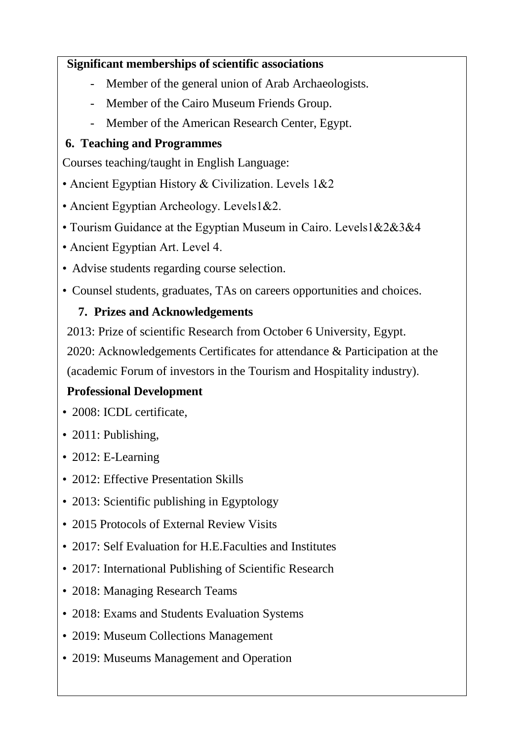**Significant memberships of scientific associations**

- Member of the general union of Arab Archaeologists.
- Member of the Cairo Museum Friends Group.
- Member of the American Research Center, Egypt.

**6. Teaching and Programmes**

Courses teaching/taught in English Language:

- Ancient Egyptian History & Civilization. Levels 1&2
- Ancient Egyptian Archeology. Levels1&2.
- Tourism Guidance at the Egyptian Museum in Cairo. Levels1&2&3&4
- Ancient Egyptian Art. Level 4.
- Advise students regarding course selection.
- Counsel students, graduates, TAs on careers opportunities and choices.

**7. Prizes and Acknowledgements**

2013: Prize of scientific Research from October 6 University, Egypt.

2020: Acknowledgements Certificates for attendance & Participation at the (academic Forum of investors in the Tourism and Hospitality industry).

**Professional Development**

- 2008: ICDL certificate,
- 2011: Publishing,
- 2012: E-Learning
- 2012: Effective Presentation Skills
- 2013: Scientific publishing in Egyptology
- 2015 Protocols of External Review Visits
- 2017: Self Evaluation for H.E.Faculties and Institutes
- 2017: International Publishing of Scientific Research
- 2018: Managing Research Teams
- 2018: Exams and Students Evaluation Systems
- 2019: Museum Collections Management
- 2019: Museums Management and Operation